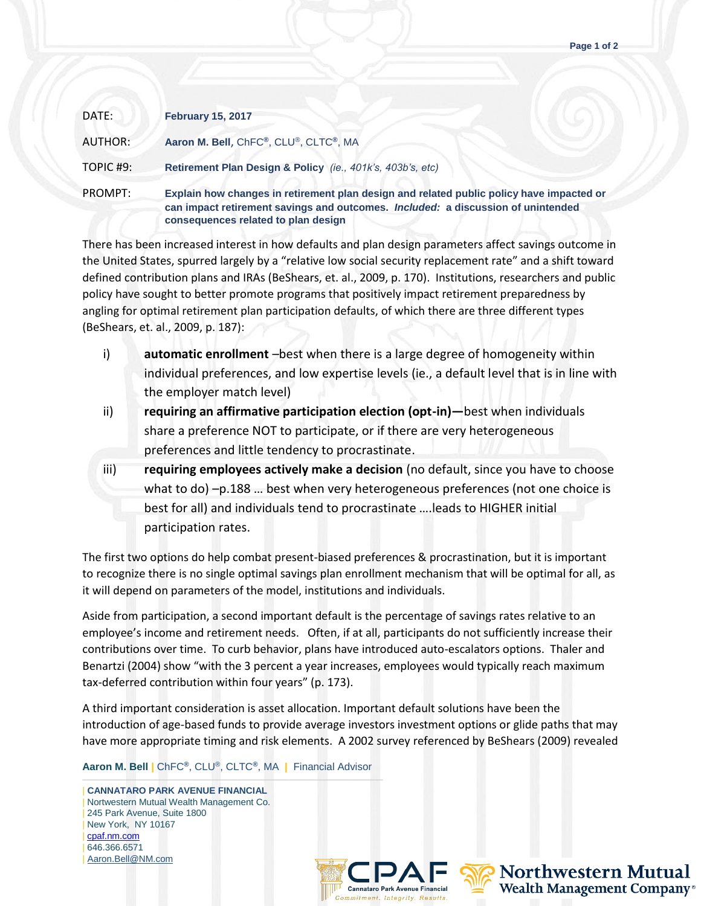DATE: **February 15, 2017**

AUTHOR: **Aaron M. Bell**, ChFC®, CLU®, CLTC®, MA

TOPIC #9: **Retirement Plan Design & Policy** *(ie., 401k's, 403b's, etc)*

PROMPT: **Explain how changes in retirement plan design and related public policy have impacted or can impact retirement savings and outcomes.** ***Included:*** **a discussion of unintended consequences related to plan design**

There has been increased interest in how defaults and plan design parameters affect savings outcome in the United States, spurred largely by a "relative low social security replacement rate" and a shift toward defined contribution plans and IRAs (BeShears, et. al., 2009, p. 170). Institutions, researchers and public policy have sought to better promote programs that positively impact retirement preparedness by angling for optimal retirement plan participation defaults, of which there are three different types (BeShears, et. al., 2009, p. 187):

i) **automatic enrollment** –best when there is a large degree of homogeneity within individual preferences, and low expertise levels (ie., a default level that is in line with the employer match level)
ii) **requiring an affirmative participation election (opt-in)—**best when individuals share a preference NOT to participate, or if there are very heterogeneous preferences and little tendency to procrastinate.
iii) **requiring employees actively make a decision** (no default, since you have to choose what to do) –p.188 … best when very heterogeneous preferences (not one choice is best for all) and individuals tend to procrastinate ….leads to HIGHER initial participation rates.

The first two options do help combat present-biased preferences & procrastination, but it is important to recognize there is no single optimal savings plan enrollment mechanism that will be optimal for all, as it will depend on parameters of the model, institutions and individuals.

Aside from participation, a second important default is the percentage of savings rates relative to an employee's income and retirement needs. Often, if at all, participants do not sufficiently increase their contributions over time. To curb behavior, plans have introduced auto-escalators options. Thaler and Benartzi (2004) show "with the 3 percent a year increases, employees would typically reach maximum tax-deferred contribution within four years" (p. 173).

A third important consideration is asset allocation. Important default solutions have been the introduction of age-based funds to provide average investors investment options or glide paths that may have more appropriate timing and risk elements. A 2002 survey referenced by BeShears (2009) revealed

**Aaron M. Bell** | ChFC®, CLU®, CLTC®, MA | Financial Advisor

| **CANNATARO PARK AVENUE FINANCIAL**
| Nortwestern Mutual Wealth Management Co.
| 245 Park Avenue, Suite 1800
| New York, NY 10167
| cpaf.nm.com
| 646.366.6571
| Aaron.Bell@NM.com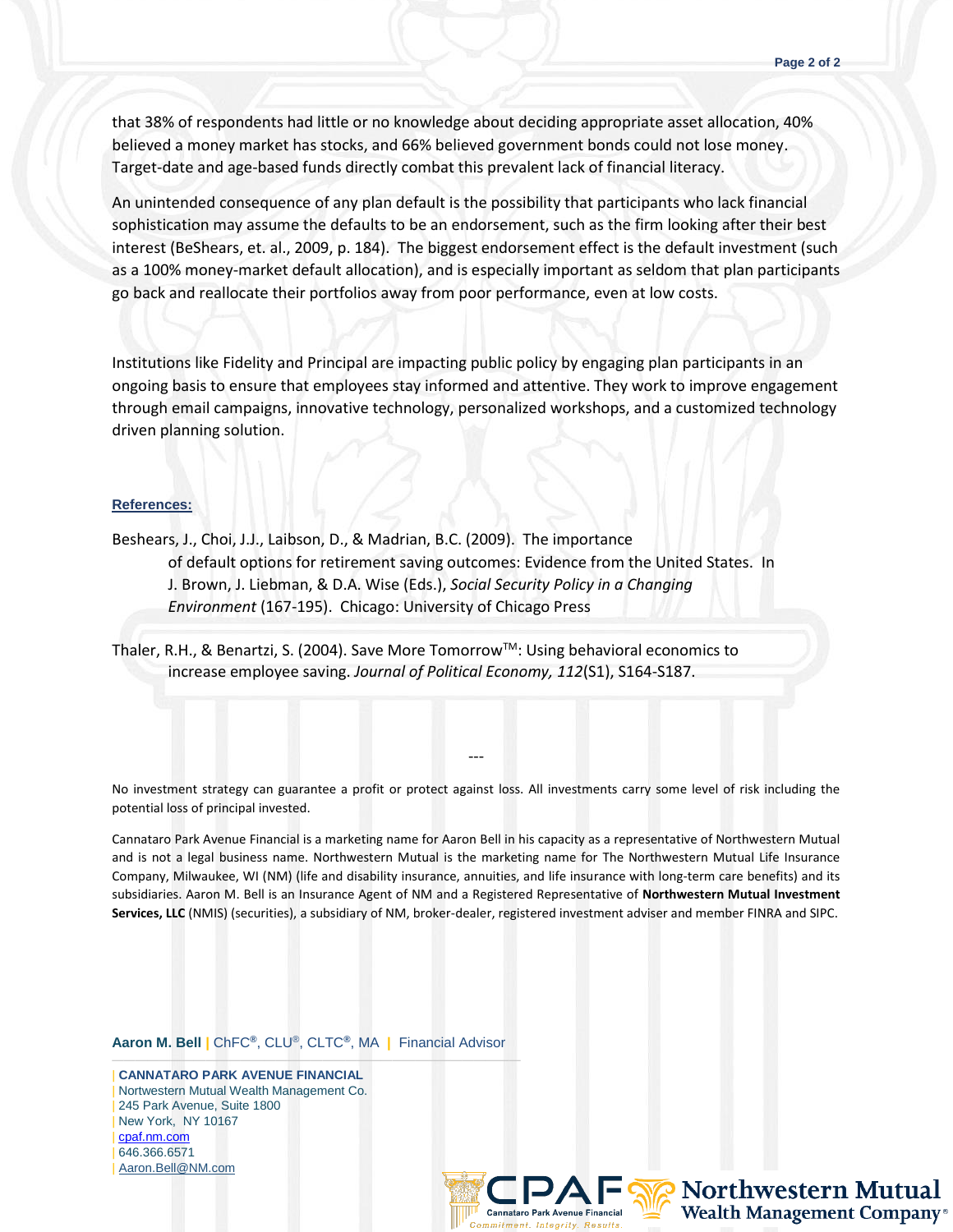that 38% of respondents had little or no knowledge about deciding appropriate asset allocation, 40% believed a money market has stocks, and 66% believed government bonds could not lose money. Target-date and age-based funds directly combat this prevalent lack of financial literacy.

An unintended consequence of any plan default is the possibility that participants who lack financial sophistication may assume the defaults to be an endorsement, such as the firm looking after their best interest (BeShears, et. al., 2009, p. 184). The biggest endorsement effect is the default investment (such as a 100% money-market default allocation), and is especially important as seldom that plan participants go back and reallocate their portfolios away from poor performance, even at low costs.

Institutions like Fidelity and Principal are impacting public policy by engaging plan participants in an ongoing basis to ensure that employees stay informed and attentive. They work to improve engagement through email campaigns, innovative technology, personalized workshops, and a customized technology driven planning solution.

**References:**

Beshears, J., Choi, J.J., Laibson, D., & Madrian, B.C. (2009). The importance of default options for retirement saving outcomes: Evidence from the United States. In J. Brown, J. Liebman, & D.A. Wise (Eds.), *Social Security Policy in a Changing Environment* (167-195). Chicago: University of Chicago Press

Thaler, R.H., & Benartzi, S. (2004). Save More Tomorrow™: Using behavioral economics to increase employee saving. *Journal of Political Economy, 112*(S1), S164-S187.

---

No investment strategy can guarantee a profit or protect against loss. All investments carry some level of risk including the potential loss of principal invested.

Cannataro Park Avenue Financial is a marketing name for Aaron Bell in his capacity as a representative of Northwestern Mutual and is not a legal business name. Northwestern Mutual is the marketing name for The Northwestern Mutual Life Insurance Company, Milwaukee, WI (NM) (life and disability insurance, annuities, and life insurance with long-term care benefits) and its subsidiaries. Aaron M. Bell is an Insurance Agent of NM and a Registered Representative of **Northwestern Mutual Investment Services, LLC** (NMIS) (securities), a subsidiary of NM, broker-dealer, registered investment adviser and member FINRA and SIPC.

**Aaron M. Bell** | ChFC®, CLU®, CLTC®, MA | Financial Advisor

| **CANNATARO PARK AVENUE FINANCIAL**
| Nortwestern Mutual Wealth Management Co.
| 245 Park Avenue, Suite 1800
| New York, NY 10167
| cpaf.nm.com
| 646.366.6571
| Aaron.Bell@NM.com

CPAF Cannataro Park Avenue Financial — Commitment. Integrity. Results.

Northwestern Mutual Wealth Management Company®